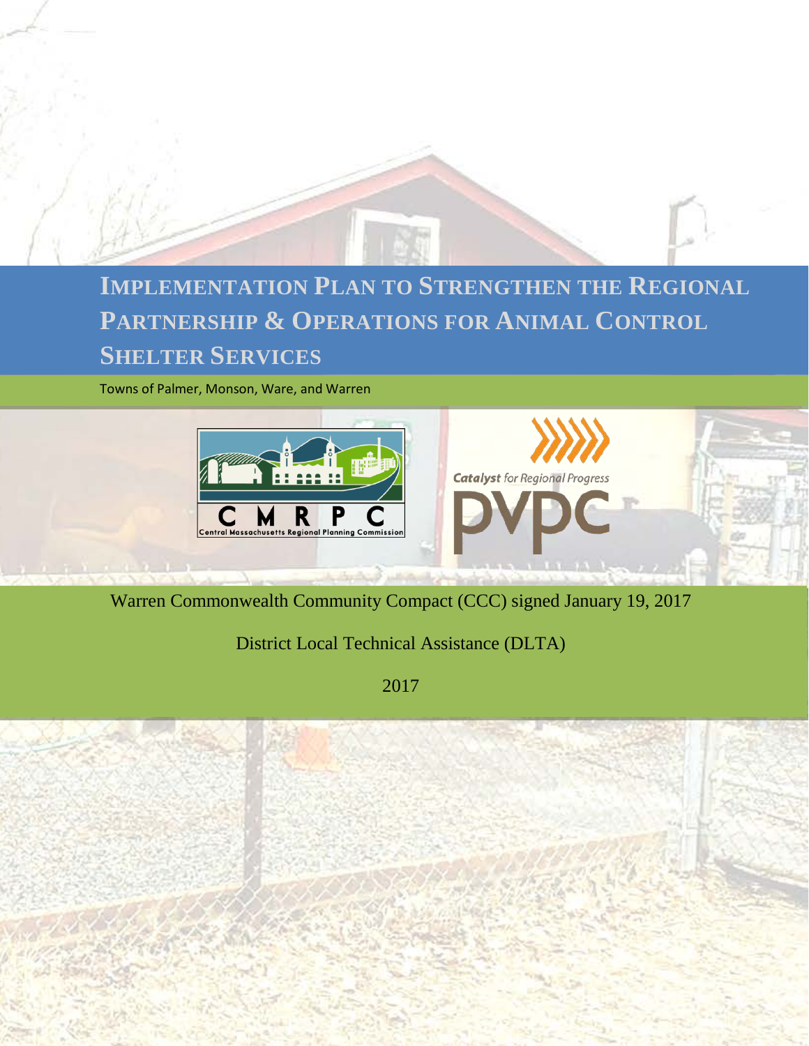# Implementation Plan to Strengthen the Regional Partnership & Operations for Animal Control Shelter Services

Towns of Palmer, Monson, Ware, and Warren

CMRPC
Central Massachusetts Regional Planning Commission

*Catalyst* for Regional Progress
PVPC

Warren Commonwealth Community Compact (CCC) signed January 19, 2017

District Local Technical Assistance (DLTA)

2017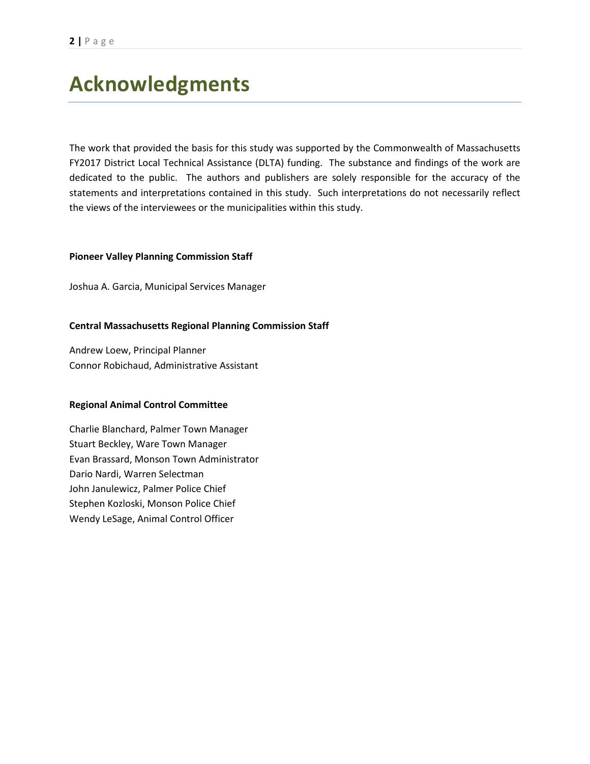# Acknowledgments

The work that provided the basis for this study was supported by the Commonwealth of Massachusetts FY2017 District Local Technical Assistance (DLTA) funding. The substance and findings of the work are dedicated to the public. The authors and publishers are solely responsible for the accuracy of the statements and interpretations contained in this study. Such interpretations do not necessarily reflect the views of the interviewees or the municipalities within this study.

**Pioneer Valley Planning Commission Staff**

Joshua A. Garcia, Municipal Services Manager

**Central Massachusetts Regional Planning Commission Staff**

Andrew Loew, Principal Planner
Connor Robichaud, Administrative Assistant

**Regional Animal Control Committee**

Charlie Blanchard, Palmer Town Manager
Stuart Beckley, Ware Town Manager
Evan Brassard, Monson Town Administrator
Dario Nardi, Warren Selectman
John Janulewicz, Palmer Police Chief
Stephen Kozloski, Monson Police Chief
Wendy LeSage, Animal Control Officer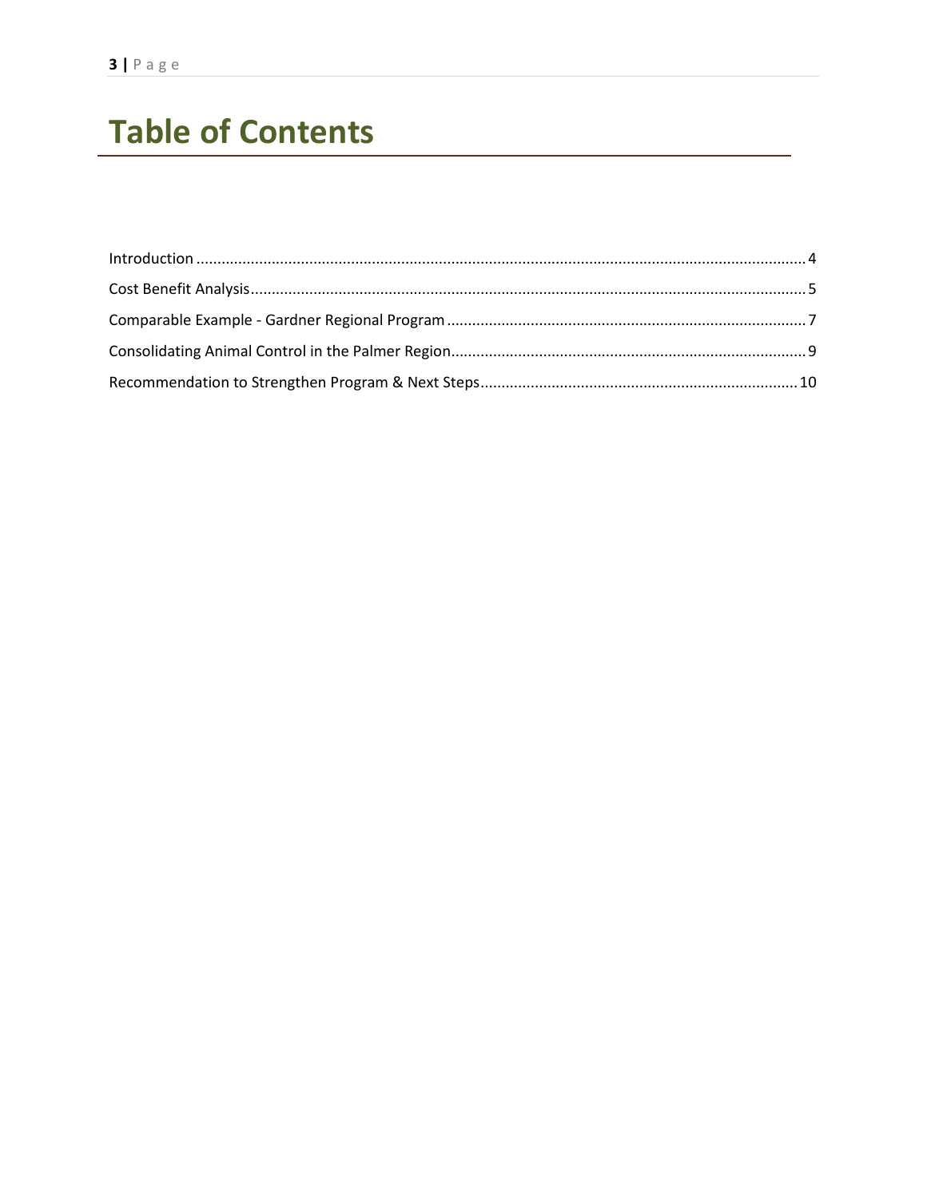# Table of Contents

Introduction ............................................................ 4

Cost Benefit Analysis ............................................................ 5

Comparable Example - Gardner Regional Program ............................................................ 7

Consolidating Animal Control in the Palmer Region ............................................................ 9

Recommendation to Strengthen Program & Next Steps ............................................................ 10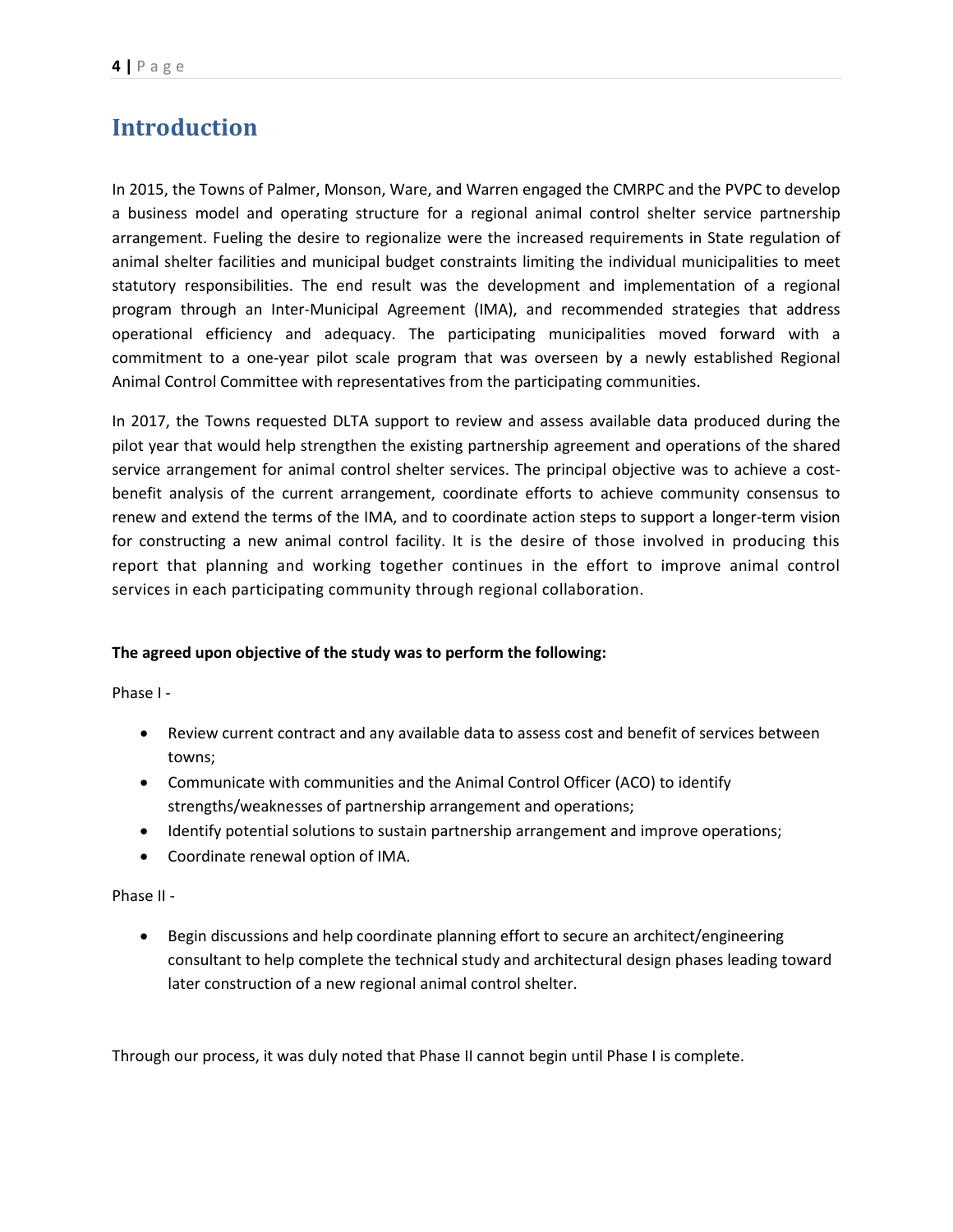# Introduction

In 2015, the Towns of Palmer, Monson, Ware, and Warren engaged the CMRPC and the PVPC to develop a business model and operating structure for a regional animal control shelter service partnership arrangement. Fueling the desire to regionalize were the increased requirements in State regulation of animal shelter facilities and municipal budget constraints limiting the individual municipalities to meet statutory responsibilities. The end result was the development and implementation of a regional program through an Inter-Municipal Agreement (IMA), and recommended strategies that address operational efficiency and adequacy. The participating municipalities moved forward with a commitment to a one-year pilot scale program that was overseen by a newly established Regional Animal Control Committee with representatives from the participating communities.

In 2017, the Towns requested DLTA support to review and assess available data produced during the pilot year that would help strengthen the existing partnership agreement and operations of the shared service arrangement for animal control shelter services. The principal objective was to achieve a cost-benefit analysis of the current arrangement, coordinate efforts to achieve community consensus to renew and extend the terms of the IMA, and to coordinate action steps to support a longer-term vision for constructing a new animal control facility. It is the desire of those involved in producing this report that planning and working together continues in the effort to improve animal control services in each participating community through regional collaboration.

**The agreed upon objective of the study was to perform the following:**

Phase I -

- Review current contract and any available data to assess cost and benefit of services between towns;
- Communicate with communities and the Animal Control Officer (ACO) to identify strengths/weaknesses of partnership arrangement and operations;
- Identify potential solutions to sustain partnership arrangement and improve operations;
- Coordinate renewal option of IMA.

Phase II -

- Begin discussions and help coordinate planning effort to secure an architect/engineering consultant to help complete the technical study and architectural design phases leading toward later construction of a new regional animal control shelter.

Through our process, it was duly noted that Phase II cannot begin until Phase I is complete.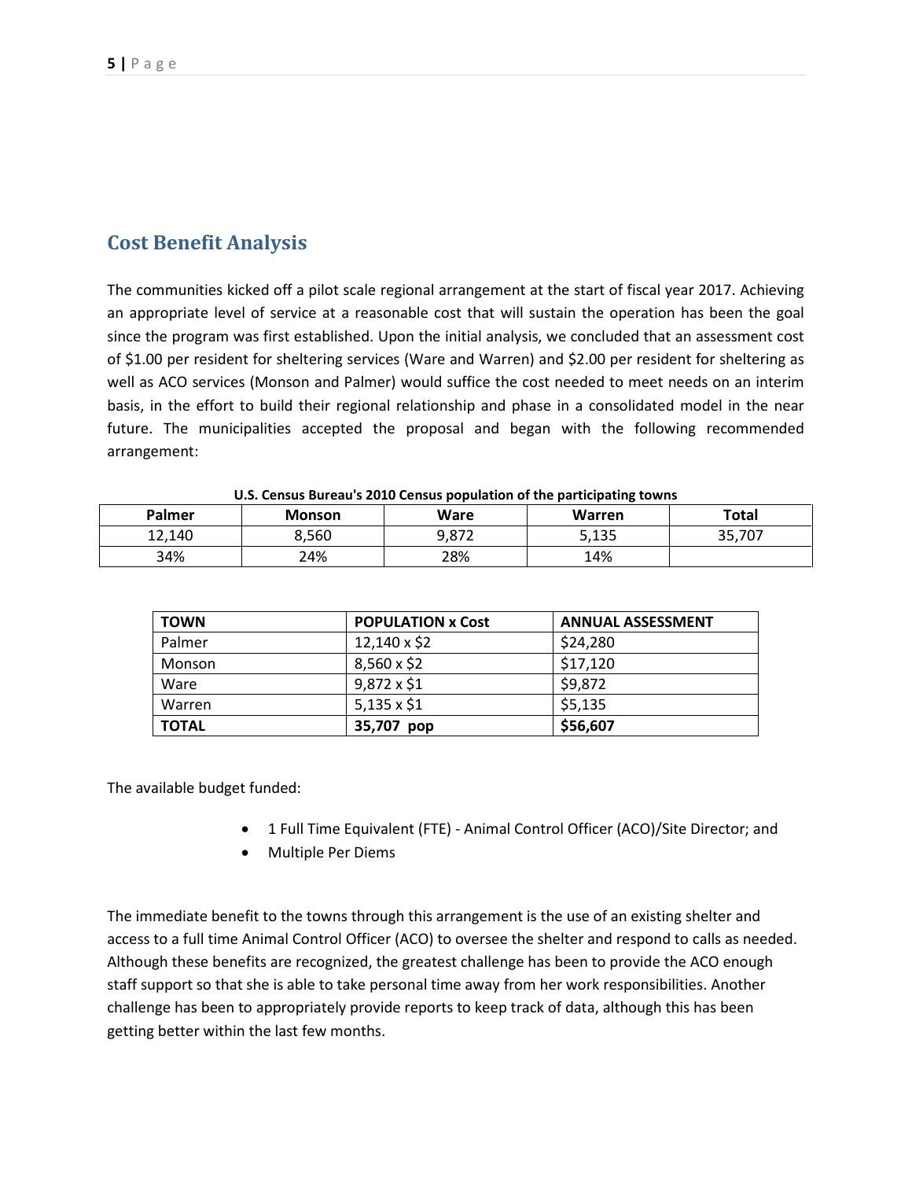## Cost Benefit Analysis

The communities kicked off a pilot scale regional arrangement at the start of fiscal year 2017. Achieving an appropriate level of service at a reasonable cost that will sustain the operation has been the goal since the program was first established. Upon the initial analysis, we concluded that an assessment cost of $1.00 per resident for sheltering services (Ware and Warren) and $2.00 per resident for sheltering as well as ACO services (Monson and Palmer) would suffice the cost needed to meet needs on an interim basis, in the effort to build their regional relationship and phase in a consolidated model in the near future. The municipalities accepted the proposal and began with the following recommended arrangement:

**U.S. Census Bureau's 2010 Census population of the participating towns**

| Palmer | Monson | Ware | Warren | Total |
|---|---|---|---|---|
| 12,140 | 8,560 | 9,872 | 5,135 | 35,707 |
| 34% | 24% | 28% | 14% | |

| TOWN | POPULATION x Cost | ANNUAL ASSESSMENT |
|---|---|---|
| Palmer | 12,140 x $2 | $24,280 |
| Monson | 8,560 x $2 | $17,120 |
| Ware | 9,872 x $1 | $9,872 |
| Warren | 5,135 x $1 | $5,135 |
| **TOTAL** | **35,707 pop** | **$56,607** |

The available budget funded:

- 1 Full Time Equivalent (FTE) - Animal Control Officer (ACO)/Site Director; and
- Multiple Per Diems

The immediate benefit to the towns through this arrangement is the use of an existing shelter and access to a full time Animal Control Officer (ACO) to oversee the shelter and respond to calls as needed. Although these benefits are recognized, the greatest challenge has been to provide the ACO enough staff support so that she is able to take personal time away from her work responsibilities. Another challenge has been to appropriately provide reports to keep track of data, although this has been getting better within the last few months.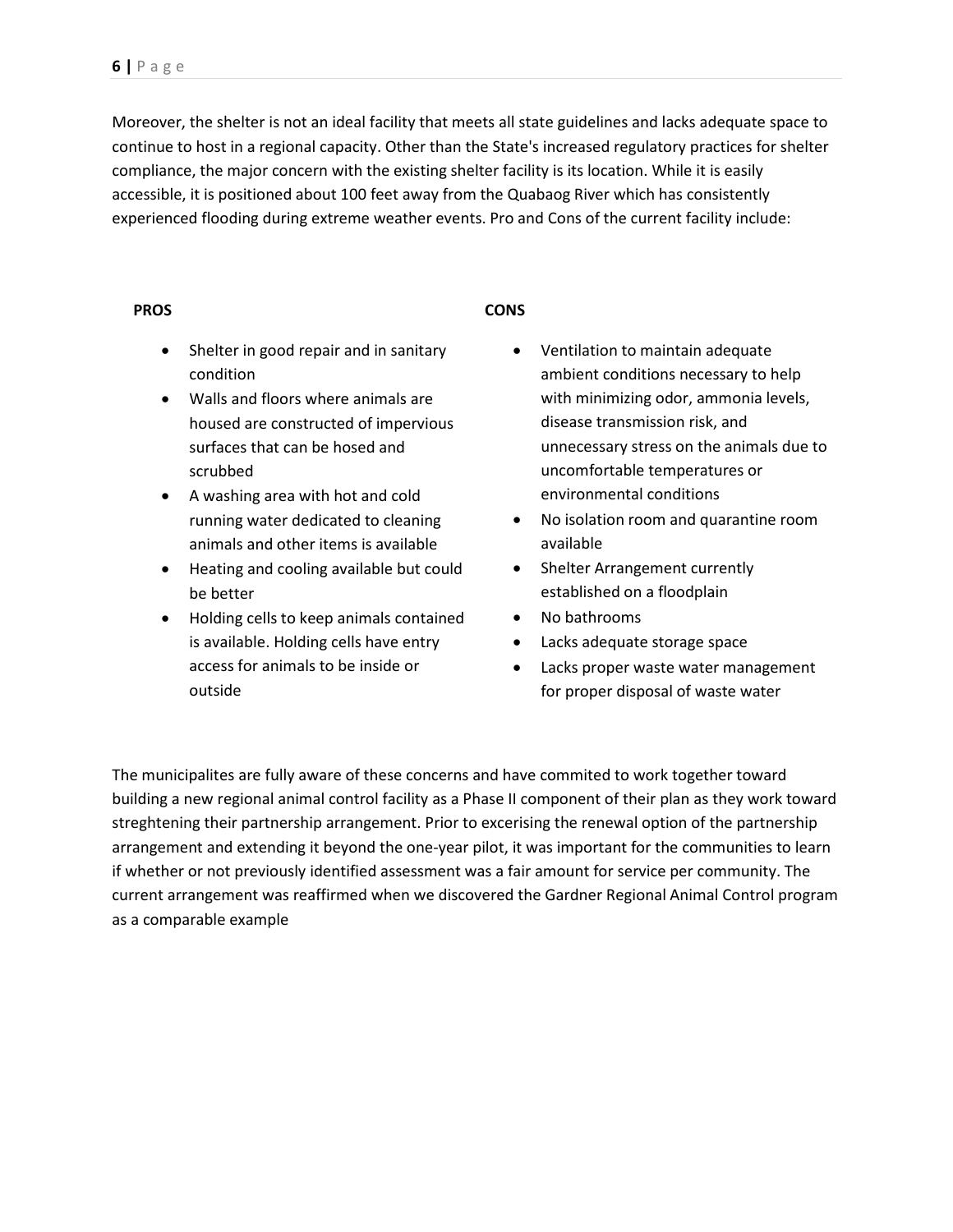Moreover, the shelter is not an ideal facility that meets all state guidelines and lacks adequate space to continue to host in a regional capacity. Other than the State's increased regulatory practices for shelter compliance, the major concern with the existing shelter facility is its location. While it is easily accessible, it is positioned about 100 feet away from the Quabaog River which has consistently experienced flooding during extreme weather events. Pro and Cons of the current facility include:

**PROS**

- Shelter in good repair and in sanitary condition
- Walls and floors where animals are housed are constructed of impervious surfaces that can be hosed and scrubbed
- A washing area with hot and cold running water dedicated to cleaning animals and other items is available
- Heating and cooling available but could be better
- Holding cells to keep animals contained is available. Holding cells have entry access for animals to be inside or outside

**CONS**

- Ventilation to maintain adequate ambient conditions necessary to help with minimizing odor, ammonia levels, disease transmission risk, and unnecessary stress on the animals due to uncomfortable temperatures or environmental conditions
- No isolation room and quarantine room available
- Shelter Arrangement currently established on a floodplain
- No bathrooms
- Lacks adequate storage space
- Lacks proper waste water management for proper disposal of waste water

The municipalites are fully aware of these concerns and have commited to work together toward building a new regional animal control facility as a Phase II component of their plan as they work toward streghtening their partnership arrangement. Prior to excerising the renewal option of the partnership arrangement and extending it beyond the one-year pilot, it was important for the communities to learn if whether or not previously identified assessment was a fair amount for service per community. The current arrangement was reaffirmed when we discovered the Gardner Regional Animal Control program as a comparable example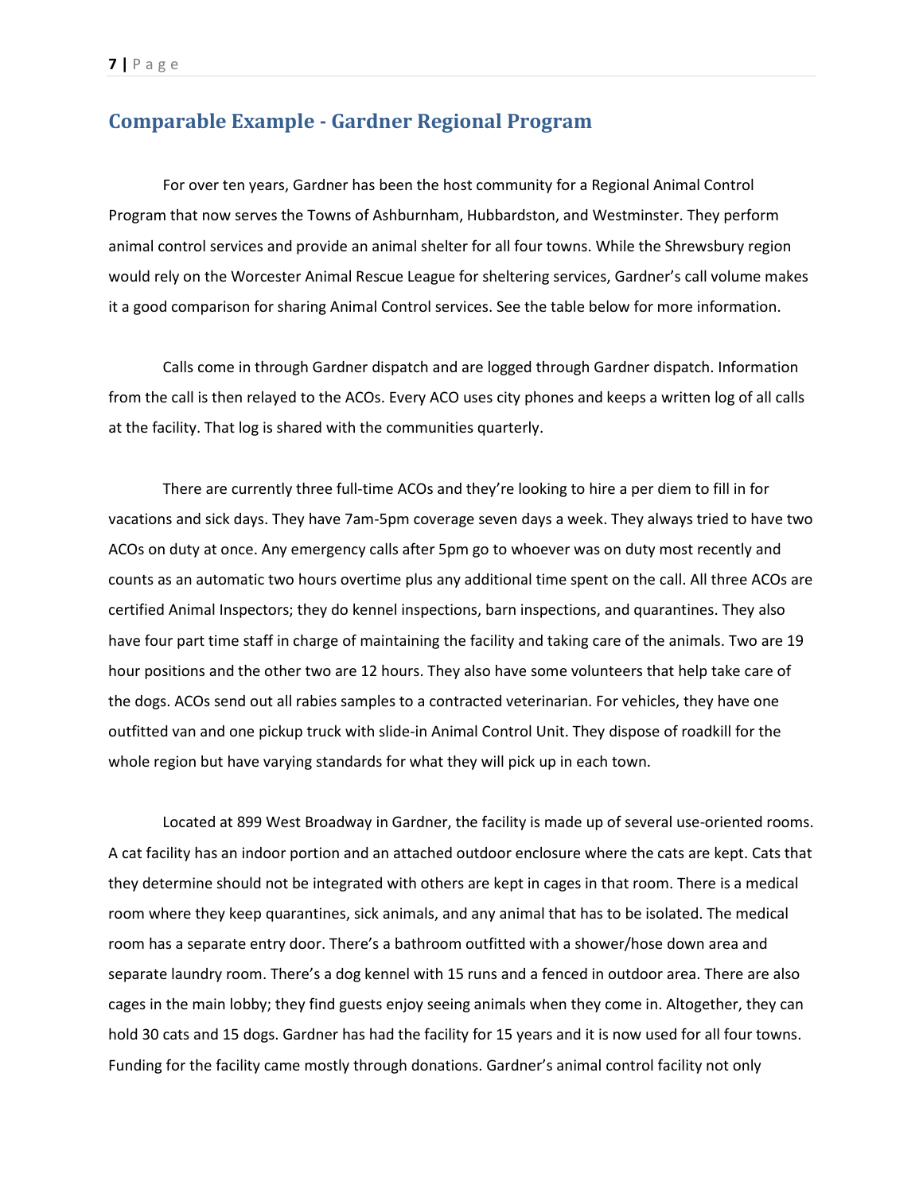## Comparable Example - Gardner Regional Program

For over ten years, Gardner has been the host community for a Regional Animal Control Program that now serves the Towns of Ashburnham, Hubbardston, and Westminster. They perform animal control services and provide an animal shelter for all four towns. While the Shrewsbury region would rely on the Worcester Animal Rescue League for sheltering services, Gardner's call volume makes it a good comparison for sharing Animal Control services. See the table below for more information.

Calls come in through Gardner dispatch and are logged through Gardner dispatch. Information from the call is then relayed to the ACOs. Every ACO uses city phones and keeps a written log of all calls at the facility. That log is shared with the communities quarterly.

There are currently three full-time ACOs and they're looking to hire a per diem to fill in for vacations and sick days. They have 7am-5pm coverage seven days a week. They always tried to have two ACOs on duty at once. Any emergency calls after 5pm go to whoever was on duty most recently and counts as an automatic two hours overtime plus any additional time spent on the call. All three ACOs are certified Animal Inspectors; they do kennel inspections, barn inspections, and quarantines. They also have four part time staff in charge of maintaining the facility and taking care of the animals. Two are 19 hour positions and the other two are 12 hours. They also have some volunteers that help take care of the dogs. ACOs send out all rabies samples to a contracted veterinarian. For vehicles, they have one outfitted van and one pickup truck with slide-in Animal Control Unit. They dispose of roadkill for the whole region but have varying standards for what they will pick up in each town.

Located at 899 West Broadway in Gardner, the facility is made up of several use-oriented rooms. A cat facility has an indoor portion and an attached outdoor enclosure where the cats are kept. Cats that they determine should not be integrated with others are kept in cages in that room. There is a medical room where they keep quarantines, sick animals, and any animal that has to be isolated. The medical room has a separate entry door. There's a bathroom outfitted with a shower/hose down area and separate laundry room. There's a dog kennel with 15 runs and a fenced in outdoor area. There are also cages in the main lobby; they find guests enjoy seeing animals when they come in. Altogether, they can hold 30 cats and 15 dogs. Gardner has had the facility for 15 years and it is now used for all four towns. Funding for the facility came mostly through donations. Gardner's animal control facility not only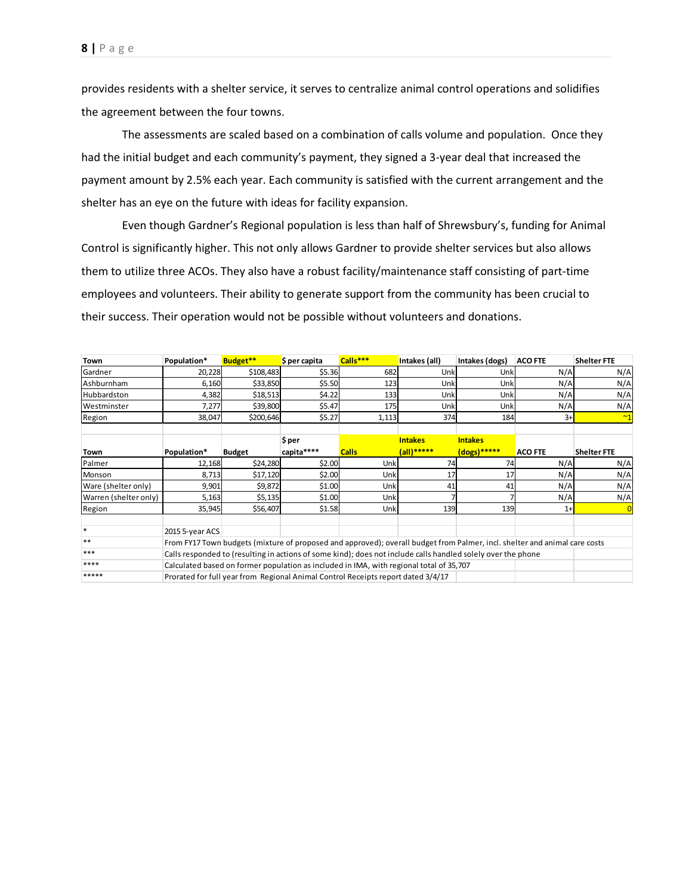provides residents with a shelter service, it serves to centralize animal control operations and solidifies the agreement between the four towns.

The assessments are scaled based on a combination of calls volume and population. Once they had the initial budget and each community's payment, they signed a 3-year deal that increased the payment amount by 2.5% each year. Each community is satisfied with the current arrangement and the shelter has an eye on the future with ideas for facility expansion.

Even though Gardner's Regional population is less than half of Shrewsbury's, funding for Animal Control is significantly higher. This not only allows Gardner to provide shelter services but also allows them to utilize three ACOs. They also have a robust facility/maintenance staff consisting of part-time employees and volunteers. Their ability to generate support from the community has been crucial to their success. Their operation would not be possible without volunteers and donations.

| Town | Population* | Budget** | $ per capita | Calls*** | Intakes (all) | Intakes (dogs) | ACO FTE | Shelter FTE |
|---|---|---|---|---|---|---|---|---|
| Gardner | 20,228 | $108,483 | $5.36 | 682 | Unk | Unk | N/A | N/A |
| Ashburnham | 6,160 | $33,850 | $5.50 | 123 | Unk | Unk | N/A | N/A |
| Hubbardston | 4,382 | $18,513 | $4.22 | 133 | Unk | Unk | N/A | N/A |
| Westminster | 7,277 | $39,800 | $5.47 | 175 | Unk | Unk | N/A | N/A |
| Region | 38,047 | $200,646 | $5.27 | 1,113 | 374 | 184 | 3+ | ~1 |

| Town | Population* | Budget | $ per capita**** | Calls | Intakes (all)***** | Intakes (dogs)***** | ACO FTE | Shelter FTE |
|---|---|---|---|---|---|---|---|---|
| Palmer | 12,168 | $24,280 | $2.00 | Unk | 74 | 74 | N/A | N/A |
| Monson | 8,713 | $17,120 | $2.00 | Unk | 17 | 17 | N/A | N/A |
| Ware (shelter only) | 9,901 | $9,872 | $1.00 | Unk | 41 | 41 | N/A | N/A |
| Warren (shelter only) | 5,163 | $5,135 | $1.00 | Unk | 7 | 7 | N/A | N/A |
| Region | 35,945 | $56,407 | $1.58 | Unk | 139 | 139 | 1+ | 0 |

| | |
|---|---|
| * | 2015 5-year ACS |
| ** | From FY17 Town budgets (mixture of proposed and approved); overall budget from Palmer, incl. shelter and animal care costs |
| *** | Calls responded to (resulting in actions of some kind); does not include calls handled solely over the phone |
| **** | Calculated based on former population as included in IMA, with regional total of 35,707 |
| ***** | Prorated for full year from Regional Animal Control Receipts report dated 3/4/17 |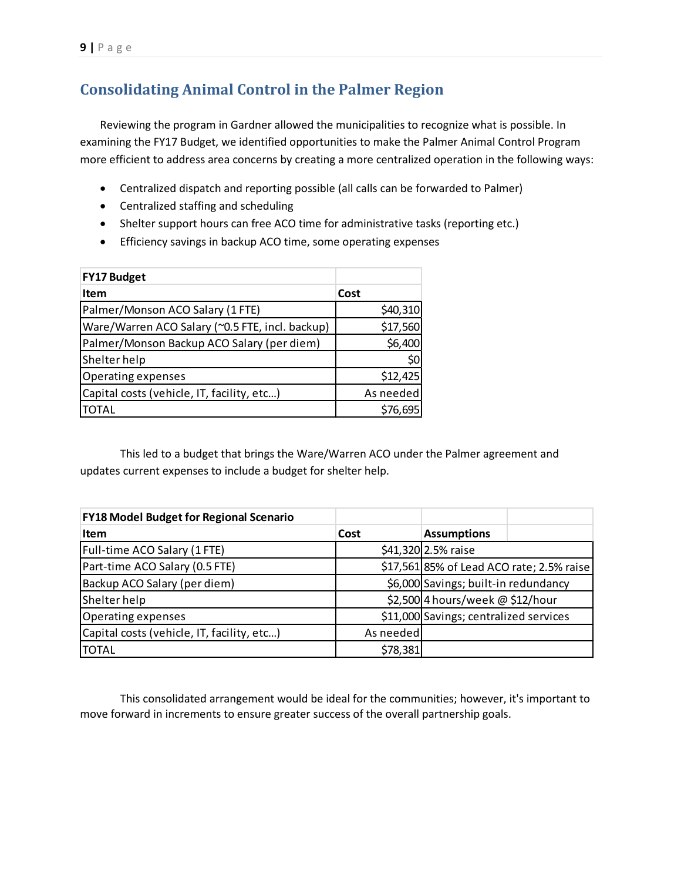## Consolidating Animal Control in the Palmer Region

Reviewing the program in Gardner allowed the municipalities to recognize what is possible. In examining the FY17 Budget, we identified opportunities to make the Palmer Animal Control Program more efficient to address area concerns by creating a more centralized operation in the following ways:

- Centralized dispatch and reporting possible (all calls can be forwarded to Palmer)
- Centralized staffing and scheduling
- Shelter support hours can free ACO time for administrative tasks (reporting etc.)
- Efficiency savings in backup ACO time, some operating expenses

| **FY17 Budget** | |
|---|---|
| **Item** | **Cost** |
| Palmer/Monson ACO Salary (1 FTE) | $40,310 |
| Ware/Warren ACO Salary (~0.5 FTE, incl. backup) | $17,560 |
| Palmer/Monson Backup ACO Salary (per diem) | $6,400 |
| Shelter help | $0 |
| Operating expenses | $12,425 |
| Capital costs (vehicle, IT, facility, etc…) | As needed |
| TOTAL | $76,695 |

This led to a budget that brings the Ware/Warren ACO under the Palmer agreement and updates current expenses to include a budget for shelter help.

| **FY18 Model Budget for Regional Scenario** | | |
|---|---|---|
| **Item** | **Cost** | **Assumptions** |
| Full-time ACO Salary (1 FTE) | $41,320 | 2.5% raise |
| Part-time ACO Salary (0.5 FTE) | $17,561 | 85% of Lead ACO rate; 2.5% raise |
| Backup ACO Salary (per diem) | $6,000 | Savings; built-in redundancy |
| Shelter help | $2,500 | 4 hours/week @ $12/hour |
| Operating expenses | $11,000 | Savings; centralized services |
| Capital costs (vehicle, IT, facility, etc…) | As needed | |
| TOTAL | $78,381 | |

This consolidated arrangement would be ideal for the communities; however, it's important to move forward in increments to ensure greater success of the overall partnership goals.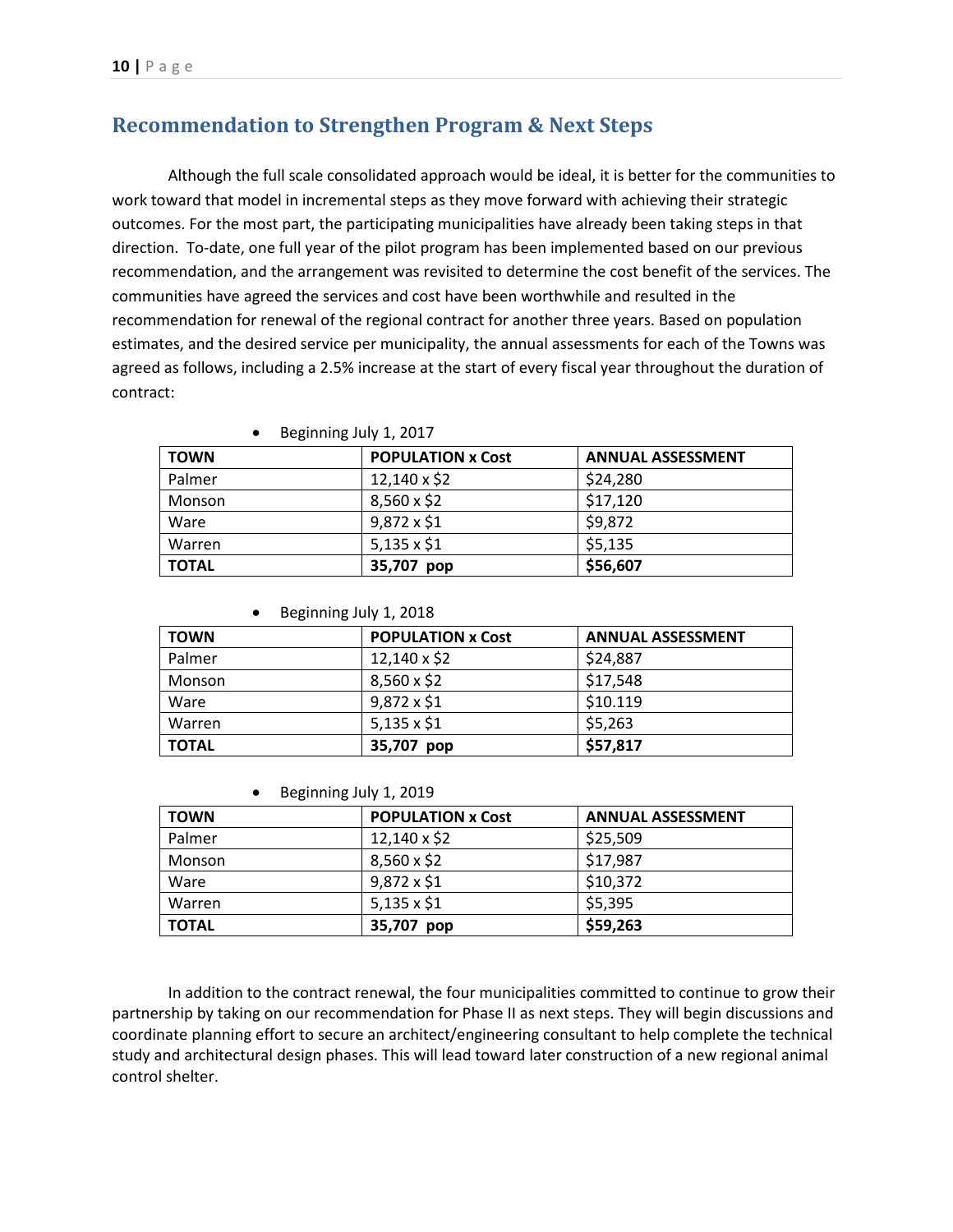## Recommendation to Strengthen Program & Next Steps

Although the full scale consolidated approach would be ideal, it is better for the communities to work toward that model in incremental steps as they move forward with achieving their strategic outcomes. For the most part, the participating municipalities have already been taking steps in that direction. To-date, one full year of the pilot program has been implemented based on our previous recommendation, and the arrangement was revisited to determine the cost benefit of the services. The communities have agreed the services and cost have been worthwhile and resulted in the recommendation for renewal of the regional contract for another three years. Based on population estimates, and the desired service per municipality, the annual assessments for each of the Towns was agreed as follows, including a 2.5% increase at the start of every fiscal year throughout the duration of contract:

- Beginning July 1, 2017

| TOWN | POPULATION x Cost | ANNUAL ASSESSMENT |
|---|---|---|
| Palmer | 12,140 x $2 | $24,280 |
| Monson | 8,560 x $2 | $17,120 |
| Ware | 9,872 x $1 | $9,872 |
| Warren | 5,135 x $1 | $5,135 |
| **TOTAL** | **35,707 pop** | **$56,607** |

- Beginning July 1, 2018

| TOWN | POPULATION x Cost | ANNUAL ASSESSMENT |
|---|---|---|
| Palmer | 12,140 x $2 | $24,887 |
| Monson | 8,560 x $2 | $17,548 |
| Ware | 9,872 x $1 | $10.119 |
| Warren | 5,135 x $1 | $5,263 |
| **TOTAL** | **35,707 pop** | **$57,817** |

- Beginning July 1, 2019

| TOWN | POPULATION x Cost | ANNUAL ASSESSMENT |
|---|---|---|
| Palmer | 12,140 x $2 | $25,509 |
| Monson | 8,560 x $2 | $17,987 |
| Ware | 9,872 x $1 | $10,372 |
| Warren | 5,135 x $1 | $5,395 |
| **TOTAL** | **35,707 pop** | **$59,263** |

In addition to the contract renewal, the four municipalities committed to continue to grow their partnership by taking on our recommendation for Phase II as next steps. They will begin discussions and coordinate planning effort to secure an architect/engineering consultant to help complete the technical study and architectural design phases. This will lead toward later construction of a new regional animal control shelter.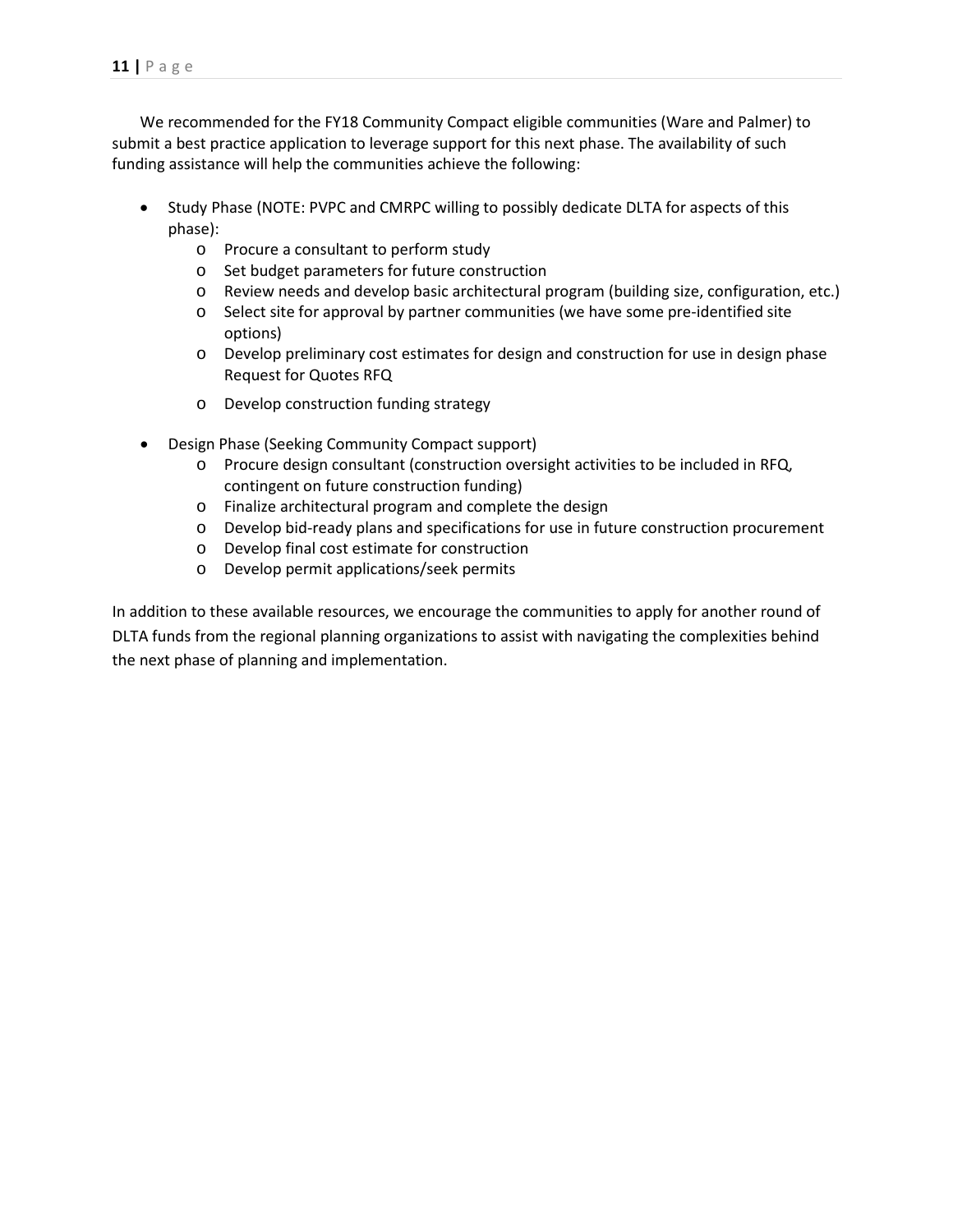We recommended for the FY18 Community Compact eligible communities (Ware and Palmer) to submit a best practice application to leverage support for this next phase. The availability of such funding assistance will help the communities achieve the following:

- Study Phase (NOTE: PVPC and CMRPC willing to possibly dedicate DLTA for aspects of this phase):
  - Procure a consultant to perform study
  - Set budget parameters for future construction
  - Review needs and develop basic architectural program (building size, configuration, etc.)
  - Select site for approval by partner communities (we have some pre-identified site options)
  - Develop preliminary cost estimates for design and construction for use in design phase Request for Quotes RFQ
  - Develop construction funding strategy
- Design Phase (Seeking Community Compact support)
  - Procure design consultant (construction oversight activities to be included in RFQ, contingent on future construction funding)
  - Finalize architectural program and complete the design
  - Develop bid-ready plans and specifications for use in future construction procurement
  - Develop final cost estimate for construction
  - Develop permit applications/seek permits

In addition to these available resources, we encourage the communities to apply for another round of DLTA funds from the regional planning organizations to assist with navigating the complexities behind the next phase of planning and implementation.